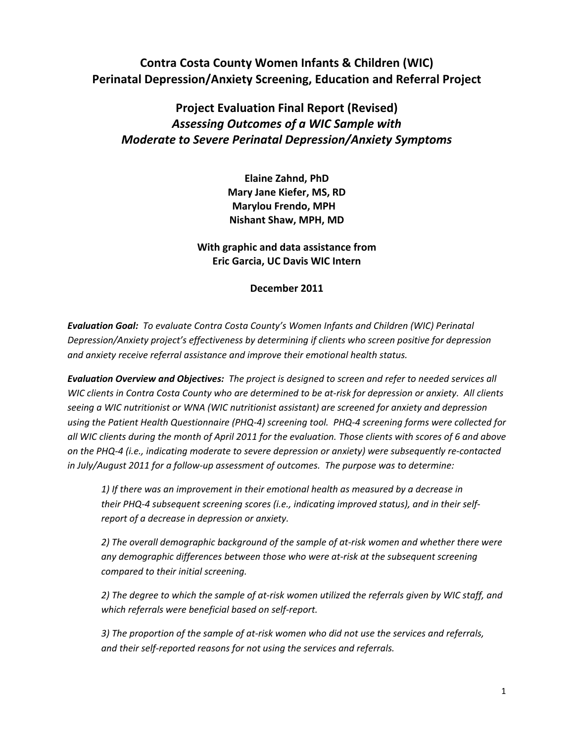# Contra Costa County Women Infants & Children (WIC) Perinatal Depression/Anxiety Screening, Education and Referral Project

## Project Evaluation Final Report (Revised)
## *Assessing Outcomes of a WIC Sample with Moderate to Severe Perinatal Depression/Anxiety Symptoms*

**Elaine Zahnd, PhD**
**Mary Jane Kiefer, MS, RD**
**Marylou Frendo, MPH**
**Nishant Shaw, MPH, MD**

**With graphic and data assistance from**
**Eric Garcia, UC Davis WIC Intern**

**December 2011**

***Evaluation Goal:*** *To evaluate Contra Costa County's Women Infants and Children (WIC) Perinatal Depression/Anxiety project's effectiveness by determining if clients who screen positive for depression and anxiety receive referral assistance and improve their emotional health status.*

***Evaluation Overview and Objectives:*** *The project is designed to screen and refer to needed services all WIC clients in Contra Costa County who are determined to be at-risk for depression or anxiety. All clients seeing a WIC nutritionist or WNA (WIC nutritionist assistant) are screened for anxiety and depression using the Patient Health Questionnaire (PHQ-4) screening tool. PHQ-4 screening forms were collected for all WIC clients during the month of April 2011 for the evaluation. Those clients with scores of 6 and above on the PHQ-4 (i.e., indicating moderate to severe depression or anxiety) were subsequently re-contacted in July/August 2011 for a follow-up assessment of outcomes. The purpose was to determine:*

*1) If there was an improvement in their emotional health as measured by a decrease in their PHQ-4 subsequent screening scores (i.e., indicating improved status), and in their self-report of a decrease in depression or anxiety.*

*2) The overall demographic background of the sample of at-risk women and whether there were any demographic differences between those who were at-risk at the subsequent screening compared to their initial screening.*

*2) The degree to which the sample of at-risk women utilized the referrals given by WIC staff, and which referrals were beneficial based on self-report.*

*3) The proportion of the sample of at-risk women who did not use the services and referrals, and their self-reported reasons for not using the services and referrals.*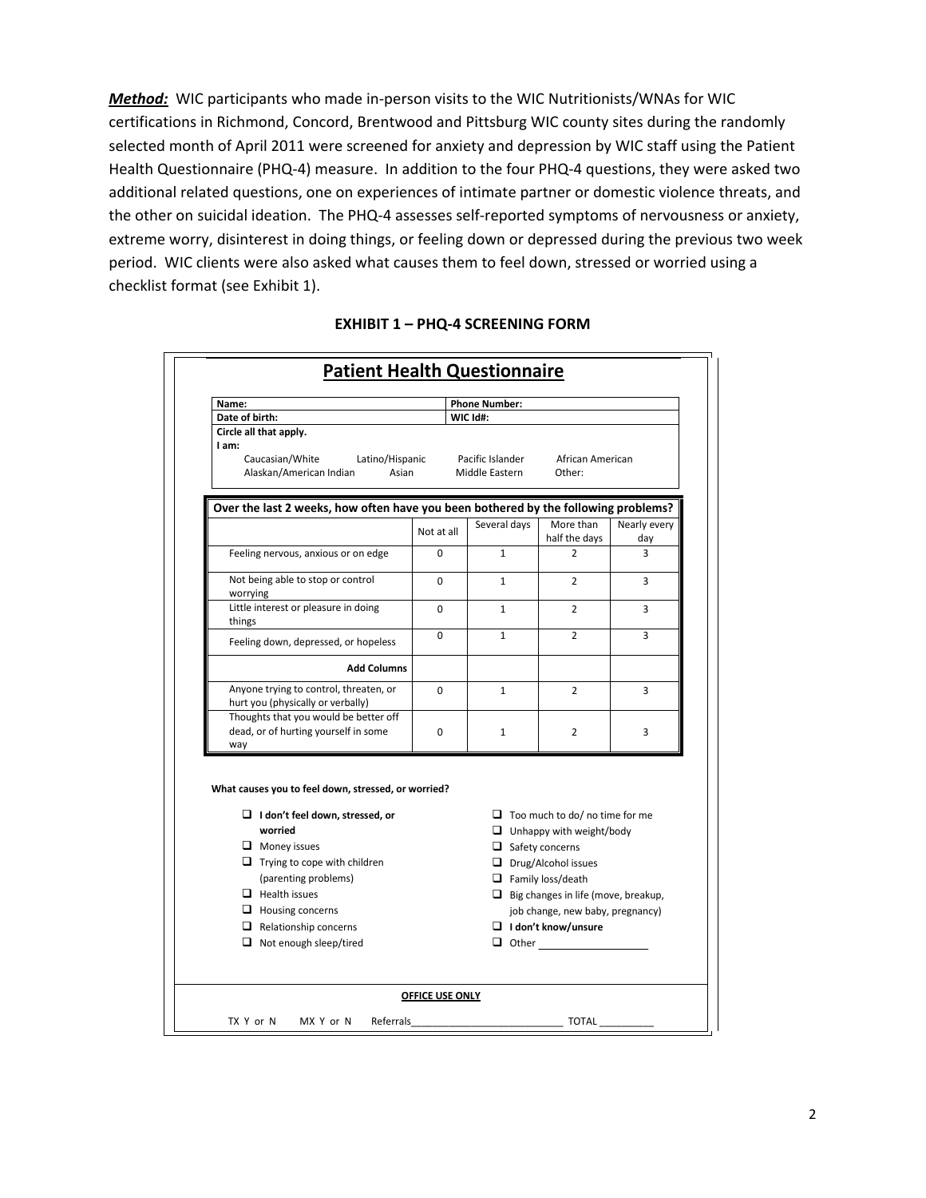***Method:*** WIC participants who made in-person visits to the WIC Nutritionists/WNAs for WIC certifications in Richmond, Concord, Brentwood and Pittsburg WIC county sites during the randomly selected month of April 2011 were screened for anxiety and depression by WIC staff using the Patient Health Questionnaire (PHQ-4) measure. In addition to the four PHQ-4 questions, they were asked two additional related questions, one on experiences of intimate partner or domestic violence threats, and the other on suicidal ideation. The PHQ-4 assesses self-reported symptoms of nervousness or anxiety, extreme worry, disinterest in doing things, or feeling down or depressed during the previous two week period. WIC clients were also asked what causes them to feel down, stressed or worried using a checklist format (see Exhibit 1).

**EXHIBIT 1 – PHQ-4 SCREENING FORM**

## Patient Health Questionnaire

| **Name:** | **Phone Number:** |
|---|---|
| **Date of birth:** | **WIC Id#:** |

**Circle all that apply.**
**I am:**

Caucasian/White &nbsp;&nbsp; Latino/Hispanic &nbsp;&nbsp; Pacific Islander &nbsp;&nbsp; African American
Alaskan/American Indian &nbsp;&nbsp; Asian &nbsp;&nbsp; Middle Eastern &nbsp;&nbsp; Other:

**Over the last 2 weeks, how often have you been bothered by the following problems?**

| | Not at all | Several days | More than half the days | Nearly every day |
|---|---|---|---|---|
| Feeling nervous, anxious or on edge | 0 | 1 | 2 | 3 |
| Not being able to stop or control worrying | 0 | 1 | 2 | 3 |
| Little interest or pleasure in doing things | 0 | 1 | 2 | 3 |
| Feeling down, depressed, or hopeless | 0 | 1 | 2 | 3 |
| **Add Columns** | | | | |
| Anyone trying to control, threaten, or hurt you (physically or verbally) | 0 | 1 | 2 | 3 |
| Thoughts that you would be better off dead, or of hurting yourself in some way | 0 | 1 | 2 | 3 |

**What causes you to feel down, stressed, or worried?**

- ❑ **I don't feel down, stressed, or worried**
- ❑ Money issues
- ❑ Trying to cope with children (parenting problems)
- ❑ Health issues
- ❑ Housing concerns
- ❑ Relationship concerns
- ❑ Not enough sleep/tired
- ❑ Too much to do/ no time for me
- ❑ Unhappy with weight/body
- ❑ Safety concerns
- ❑ Drug/Alcohol issues
- ❑ Family loss/death
- ❑ Big changes in life (move, breakup, job change, new baby, pregnancy)
- ❑ **I don't know/unsure**
- ❑ Other ___________________

**OFFICE USE ONLY**

TX Y or N &nbsp;&nbsp; MX Y or N &nbsp;&nbsp; Referrals__________________________ TOTAL _________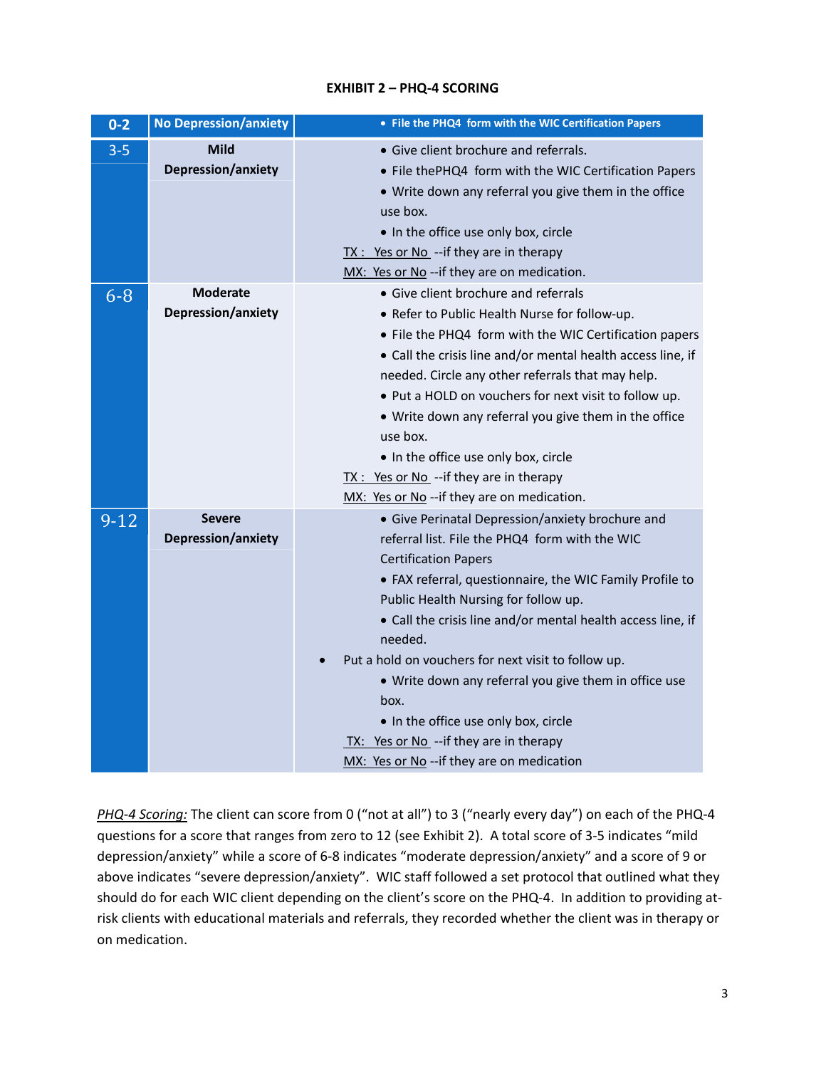**EXHIBIT 2 – PHQ-4 SCORING**

| 0-2 | No Depression/anxiety | • File the PHQ4 form with the WIC Certification Papers |
|---|---|---|
| 3-5 | Mild Depression/anxiety | • Give client brochure and referrals.<br>• File thePHQ4 form with the WIC Certification Papers<br>• Write down any referral you give them in the office use box.<br>• In the office use only box, circle<br>TX : Yes or No --if they are in therapy<br>MX: Yes or No --if they are on medication. |
| 6-8 | Moderate Depression/anxiety | • Give client brochure and referrals<br>• Refer to Public Health Nurse for follow-up.<br>• File the PHQ4 form with the WIC Certification papers<br>• Call the crisis line and/or mental health access line, if needed. Circle any other referrals that may help.<br>• Put a HOLD on vouchers for next visit to follow up.<br>• Write down any referral you give them in the office use box.<br>• In the office use only box, circle<br>TX : Yes or No --if they are in therapy<br>MX: Yes or No --if they are on medication. |
| 9-12 | Severe Depression/anxiety | • Give Perinatal Depression/anxiety brochure and referral list. File the PHQ4 form with the WIC Certification Papers<br>• FAX referral, questionnaire, the WIC Family Profile to Public Health Nursing for follow up.<br>• Call the crisis line and/or mental health access line, if needed.<br>• Put a hold on vouchers for next visit to follow up.<br>• Write down any referral you give them in office use box.<br>• In the office use only box, circle<br>TX: Yes or No --if they are in therapy<br>MX: Yes or No --if they are on medication |

*PHQ-4 Scoring:* The client can score from 0 ("not at all") to 3 ("nearly every day") on each of the PHQ-4 questions for a score that ranges from zero to 12 (see Exhibit 2). A total score of 3-5 indicates "mild depression/anxiety" while a score of 6-8 indicates "moderate depression/anxiety" and a score of 9 or above indicates "severe depression/anxiety". WIC staff followed a set protocol that outlined what they should do for each WIC client depending on the client's score on the PHQ-4. In addition to providing at-risk clients with educational materials and referrals, they recorded whether the client was in therapy or on medication.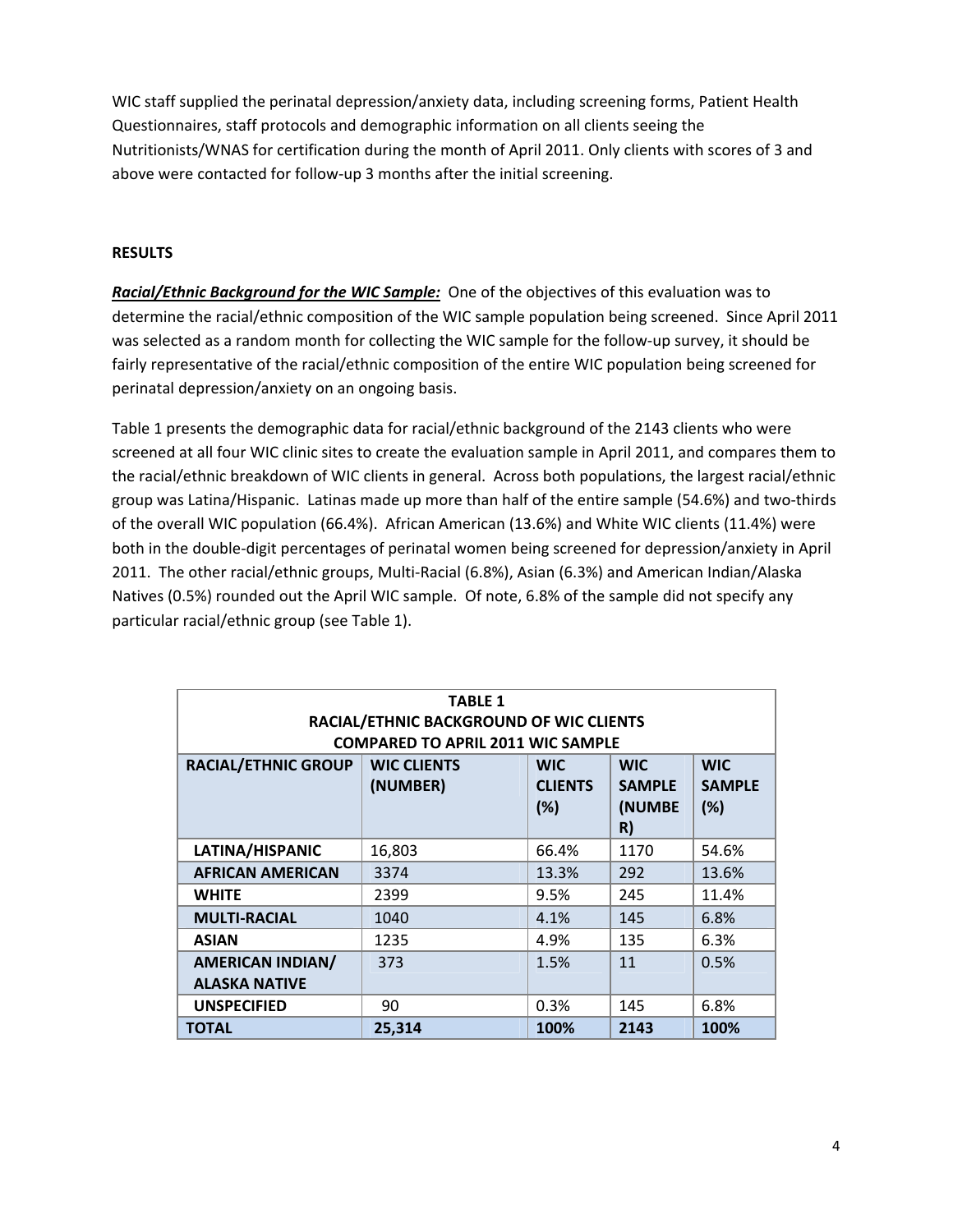WIC staff supplied the perinatal depression/anxiety data, including screening forms, Patient Health Questionnaires, staff protocols and demographic information on all clients seeing the Nutritionists/WNAS for certification during the month of April 2011. Only clients with scores of 3 and above were contacted for follow-up 3 months after the initial screening.

## RESULTS

***Racial/Ethnic Background for the WIC Sample:*** One of the objectives of this evaluation was to determine the racial/ethnic composition of the WIC sample population being screened. Since April 2011 was selected as a random month for collecting the WIC sample for the follow-up survey, it should be fairly representative of the racial/ethnic composition of the entire WIC population being screened for perinatal depression/anxiety on an ongoing basis.

Table 1 presents the demographic data for racial/ethnic background of the 2143 clients who were screened at all four WIC clinic sites to create the evaluation sample in April 2011, and compares them to the racial/ethnic breakdown of WIC clients in general. Across both populations, the largest racial/ethnic group was Latina/Hispanic. Latinas made up more than half of the entire sample (54.6%) and two-thirds of the overall WIC population (66.4%). African American (13.6%) and White WIC clients (11.4%) were both in the double-digit percentages of perinatal women being screened for depression/anxiety in April 2011. The other racial/ethnic groups, Multi-Racial (6.8%), Asian (6.3%) and American Indian/Alaska Natives (0.5%) rounded out the April WIC sample. Of note, 6.8% of the sample did not specify any particular racial/ethnic group (see Table 1).

**TABLE 1**
**RACIAL/ETHNIC BACKGROUND OF WIC CLIENTS COMPARED TO APRIL 2011 WIC SAMPLE**

| RACIAL/ETHNIC GROUP | WIC CLIENTS (NUMBER) | WIC CLIENTS (%) | WIC SAMPLE (NUMBER) | WIC SAMPLE (%) |
|---|---|---|---|---|
| LATINA/HISPANIC | 16,803 | 66.4% | 1170 | 54.6% |
| AFRICAN AMERICAN | 3374 | 13.3% | 292 | 13.6% |
| WHITE | 2399 | 9.5% | 245 | 11.4% |
| MULTI-RACIAL | 1040 | 4.1% | 145 | 6.8% |
| ASIAN | 1235 | 4.9% | 135 | 6.3% |
| AMERICAN INDIAN/ ALASKA NATIVE | 373 | 1.5% | 11 | 0.5% |
| UNSPECIFIED | 90 | 0.3% | 145 | 6.8% |
| **TOTAL** | **25,314** | **100%** | **2143** | **100%** |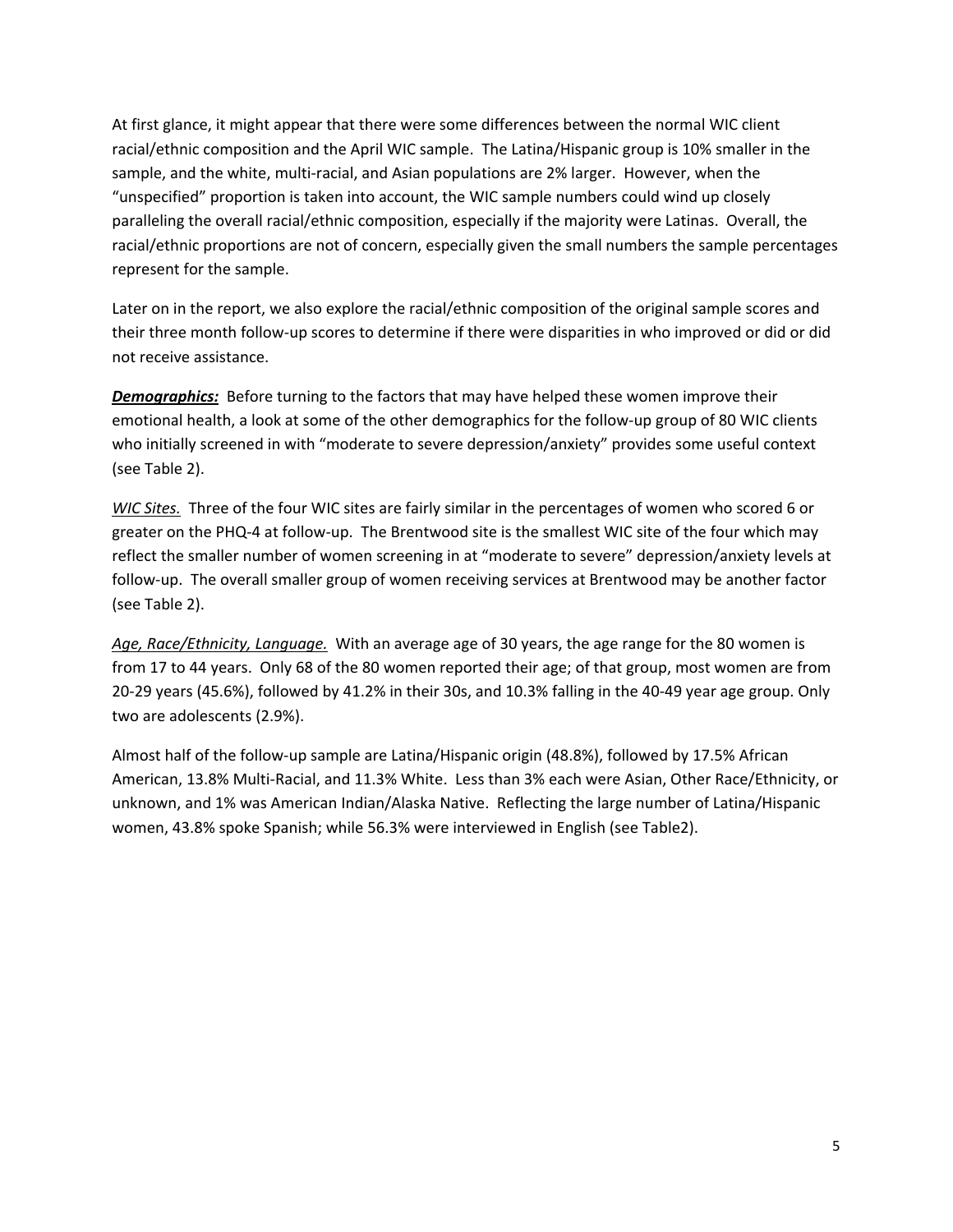At first glance, it might appear that there were some differences between the normal WIC client racial/ethnic composition and the April WIC sample. The Latina/Hispanic group is 10% smaller in the sample, and the white, multi-racial, and Asian populations are 2% larger. However, when the "unspecified" proportion is taken into account, the WIC sample numbers could wind up closely paralleling the overall racial/ethnic composition, especially if the majority were Latinas. Overall, the racial/ethnic proportions are not of concern, especially given the small numbers the sample percentages represent for the sample.

Later on in the report, we also explore the racial/ethnic composition of the original sample scores and their three month follow-up scores to determine if there were disparities in who improved or did or did not receive assistance.

***Demographics:*** Before turning to the factors that may have helped these women improve their emotional health, a look at some of the other demographics for the follow-up group of 80 WIC clients who initially screened in with "moderate to severe depression/anxiety" provides some useful context (see Table 2).

*WIC Sites.* Three of the four WIC sites are fairly similar in the percentages of women who scored 6 or greater on the PHQ-4 at follow-up. The Brentwood site is the smallest WIC site of the four which may reflect the smaller number of women screening in at "moderate to severe" depression/anxiety levels at follow-up. The overall smaller group of women receiving services at Brentwood may be another factor (see Table 2).

*Age, Race/Ethnicity, Language.* With an average age of 30 years, the age range for the 80 women is from 17 to 44 years. Only 68 of the 80 women reported their age; of that group, most women are from 20-29 years (45.6%), followed by 41.2% in their 30s, and 10.3% falling in the 40-49 year age group. Only two are adolescents (2.9%).

Almost half of the follow-up sample are Latina/Hispanic origin (48.8%), followed by 17.5% African American, 13.8% Multi-Racial, and 11.3% White. Less than 3% each were Asian, Other Race/Ethnicity, or unknown, and 1% was American Indian/Alaska Native. Reflecting the large number of Latina/Hispanic women, 43.8% spoke Spanish; while 56.3% were interviewed in English (see Table2).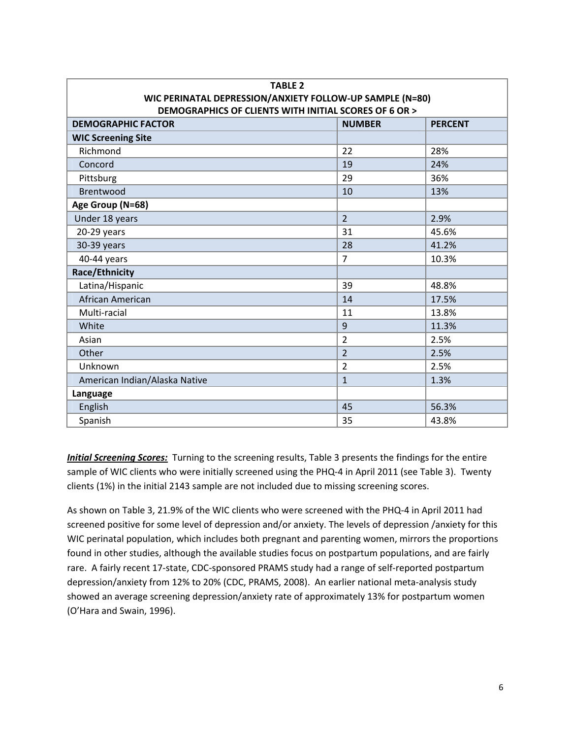| TABLE 2<br>WIC PERINATAL DEPRESSION/ANXIETY FOLLOW-UP SAMPLE (N=80)<br>DEMOGRAPHICS OF CLIENTS WITH INITIAL SCORES OF 6 OR > | | |
|---|---|---|
| **DEMOGRAPHIC FACTOR** | **NUMBER** | **PERCENT** |
| **WIC Screening Site** | | |
| Richmond | 22 | 28% |
| Concord | 19 | 24% |
| Pittsburg | 29 | 36% |
| Brentwood | 10 | 13% |
| **Age Group (N=68)** | | |
| Under 18 years | 2 | 2.9% |
| 20-29 years | 31 | 45.6% |
| 30-39 years | 28 | 41.2% |
| 40-44 years | 7 | 10.3% |
| **Race/Ethnicity** | | |
| Latina/Hispanic | 39 | 48.8% |
| African American | 14 | 17.5% |
| Multi-racial | 11 | 13.8% |
| White | 9 | 11.3% |
| Asian | 2 | 2.5% |
| Other | 2 | 2.5% |
| Unknown | 2 | 2.5% |
| American Indian/Alaska Native | 1 | 1.3% |
| **Language** | | |
| English | 45 | 56.3% |
| Spanish | 35 | 43.8% |

***Initial Screening Scores:*** Turning to the screening results, Table 3 presents the findings for the entire sample of WIC clients who were initially screened using the PHQ-4 in April 2011 (see Table 3). Twenty clients (1%) in the initial 2143 sample are not included due to missing screening scores.

As shown on Table 3, 21.9% of the WIC clients who were screened with the PHQ-4 in April 2011 had screened positive for some level of depression and/or anxiety. The levels of depression /anxiety for this WIC perinatal population, which includes both pregnant and parenting women, mirrors the proportions found in other studies, although the available studies focus on postpartum populations, and are fairly rare. A fairly recent 17-state, CDC-sponsored PRAMS study had a range of self-reported postpartum depression/anxiety from 12% to 20% (CDC, PRAMS, 2008). An earlier national meta-analysis study showed an average screening depression/anxiety rate of approximately 13% for postpartum women (O'Hara and Swain, 1996).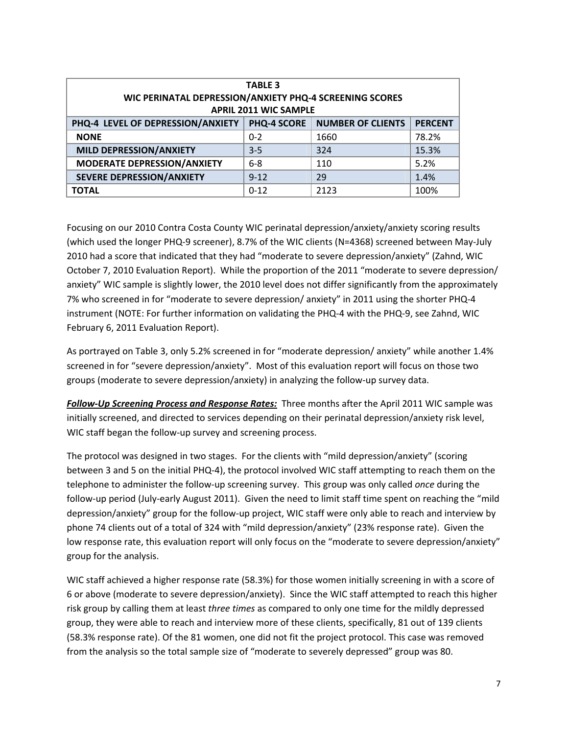| TABLE 3<br>WIC PERINATAL DEPRESSION/ANXIETY PHQ-4 SCREENING SCORES<br>APRIL 2011 WIC SAMPLE | | | |
|---|---|---|---|
| **PHQ-4 LEVEL OF DEPRESSION/ANXIETY** | **PHQ-4 SCORE** | **NUMBER OF CLIENTS** | **PERCENT** |
| **NONE** | 0-2 | 1660 | 78.2% |
| **MILD DEPRESSION/ANXIETY** | 3-5 | 324 | 15.3% |
| **MODERATE DEPRESSION/ANXIETY** | 6-8 | 110 | 5.2% |
| **SEVERE DEPRESSION/ANXIETY** | 9-12 | 29 | 1.4% |
| **TOTAL** | 0-12 | 2123 | 100% |

Focusing on our 2010 Contra Costa County WIC perinatal depression/anxiety/anxiety scoring results (which used the longer PHQ-9 screener), 8.7% of the WIC clients (N=4368) screened between May-July 2010 had a score that indicated that they had "moderate to severe depression/anxiety" (Zahnd, WIC October 7, 2010 Evaluation Report). While the proportion of the 2011 "moderate to severe depression/ anxiety" WIC sample is slightly lower, the 2010 level does not differ significantly from the approximately 7% who screened in for "moderate to severe depression/ anxiety" in 2011 using the shorter PHQ-4 instrument (NOTE: For further information on validating the PHQ-4 with the PHQ-9, see Zahnd, WIC February 6, 2011 Evaluation Report).

As portrayed on Table 3, only 5.2% screened in for "moderate depression/ anxiety" while another 1.4% screened in for "severe depression/anxiety". Most of this evaluation report will focus on those two groups (moderate to severe depression/anxiety) in analyzing the follow-up survey data.

***Follow-Up Screening Process and Response Rates:*** Three months after the April 2011 WIC sample was initially screened, and directed to services depending on their perinatal depression/anxiety risk level, WIC staff began the follow-up survey and screening process.

The protocol was designed in two stages. For the clients with "mild depression/anxiety" (scoring between 3 and 5 on the initial PHQ-4), the protocol involved WIC staff attempting to reach them on the telephone to administer the follow-up screening survey. This group was only called *once* during the follow-up period (July-early August 2011). Given the need to limit staff time spent on reaching the "mild depression/anxiety" group for the follow-up project, WIC staff were only able to reach and interview by phone 74 clients out of a total of 324 with "mild depression/anxiety" (23% response rate). Given the low response rate, this evaluation report will only focus on the "moderate to severe depression/anxiety" group for the analysis.

WIC staff achieved a higher response rate (58.3%) for those women initially screening in with a score of 6 or above (moderate to severe depression/anxiety). Since the WIC staff attempted to reach this higher risk group by calling them at least *three times* as compared to only one time for the mildly depressed group, they were able to reach and interview more of these clients, specifically, 81 out of 139 clients (58.3% response rate). Of the 81 women, one did not fit the project protocol. This case was removed from the analysis so the total sample size of "moderate to severely depressed" group was 80.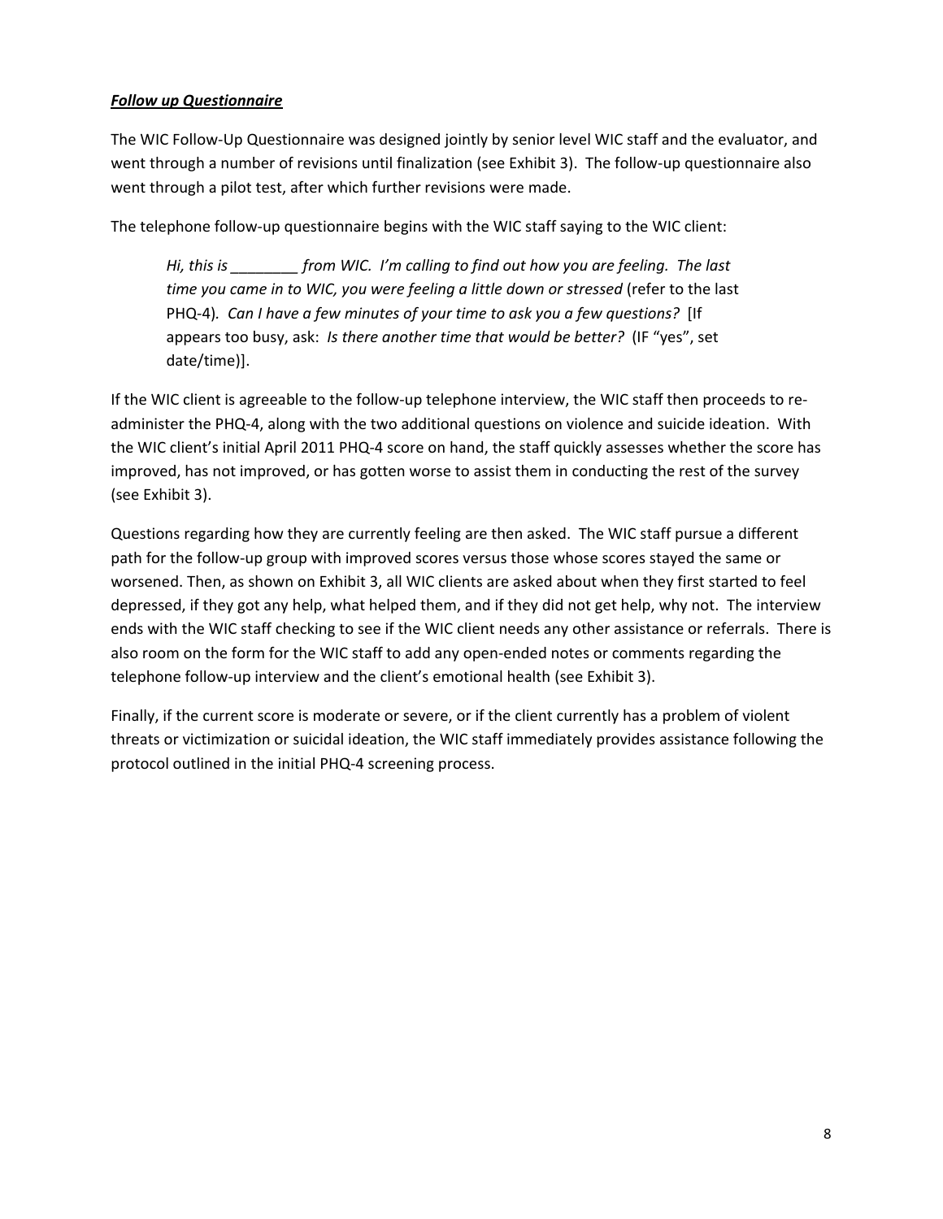***Follow up Questionnaire***

The WIC Follow-Up Questionnaire was designed jointly by senior level WIC staff and the evaluator, and went through a number of revisions until finalization (see Exhibit 3). The follow-up questionnaire also went through a pilot test, after which further revisions were made.

The telephone follow-up questionnaire begins with the WIC staff saying to the WIC client:

> *Hi, this is ________ from WIC. I'm calling to find out how you are feeling. The last time you came in to WIC, you were feeling a little down or stressed* (refer to the last PHQ-4)*. Can I have a few minutes of your time to ask you a few questions?* [If appears too busy, ask: *Is there another time that would be better?* (IF "yes", set date/time)].

If the WIC client is agreeable to the follow-up telephone interview, the WIC staff then proceeds to re-administer the PHQ-4, along with the two additional questions on violence and suicide ideation. With the WIC client's initial April 2011 PHQ-4 score on hand, the staff quickly assesses whether the score has improved, has not improved, or has gotten worse to assist them in conducting the rest of the survey (see Exhibit 3).

Questions regarding how they are currently feeling are then asked. The WIC staff pursue a different path for the follow-up group with improved scores versus those whose scores stayed the same or worsened. Then, as shown on Exhibit 3, all WIC clients are asked about when they first started to feel depressed, if they got any help, what helped them, and if they did not get help, why not. The interview ends with the WIC staff checking to see if the WIC client needs any other assistance or referrals. There is also room on the form for the WIC staff to add any open-ended notes or comments regarding the telephone follow-up interview and the client's emotional health (see Exhibit 3).

Finally, if the current score is moderate or severe, or if the client currently has a problem of violent threats or victimization or suicidal ideation, the WIC staff immediately provides assistance following the protocol outlined in the initial PHQ-4 screening process.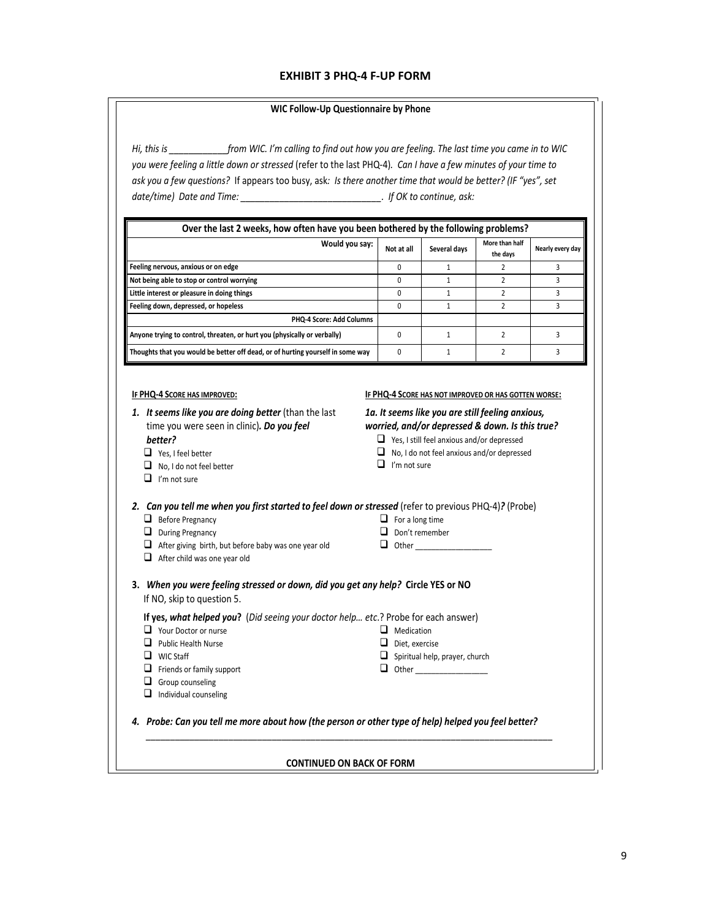## EXHIBIT 3 PHQ-4 F-UP FORM

**WIC Follow-Up Questionnaire by Phone**

*Hi, this is ____________from WIC. I'm calling to find out how you are feeling. The last time you came in to WIC you were feeling a little down or stressed* (refer to the last PHQ-4)*. Can I have a few minutes of your time to ask you a few questions?* If appears too busy, ask*: Is there another time that would be better? (IF "yes", set date/time) Date and Time: ____________________________. If OK to continue, ask:*

| **Over the last 2 weeks, how often have you been bothered by the following problems?** | | | | |
|---|---|---|---|---|
| **Would you say:** | **Not at all** | **Several days** | **More than half the days** | **Nearly every day** |
| **Feeling nervous, anxious or on edge** | 0 | 1 | 2 | 3 |
| **Not being able to stop or control worrying** | 0 | 1 | 2 | 3 |
| **Little interest or pleasure in doing things** | 0 | 1 | 2 | 3 |
| **Feeling down, depressed, or hopeless** | 0 | 1 | 2 | 3 |
| **PHQ-4 Score: Add Columns** | | | | |
| **Anyone trying to control, threaten, or hurt you (physically or verbally)** | 0 | 1 | 2 | 3 |
| **Thoughts that you would be better off dead, or of hurting yourself in some way** | 0 | 1 | 2 | 3 |

**IF PHQ-4 SCORE HAS IMPROVED:**

1. ***It seems like you are doing better*** (than the last time you were seen in clinic)***. Do you feel better?***
   - ❑ Yes, I feel better
   - ❑ No, I do not feel better
   - ❑ I'm not sure

**IF PHQ-4 SCORE HAS NOT IMPROVED OR HAS GOTTEN WORSE:**

***1a. It seems like you are still feeling anxious, worried, and/or depressed & down. Is this true?***
- ❑ Yes, I still feel anxious and/or depressed
- ❑ No, I do not feel anxious and/or depressed
- ❑ I'm not sure

2. ***Can you tell me when you first started to feel down or stressed*** (refer to previous PHQ-4)***?*** (Probe)
   - ❑ Before Pregnancy
   - ❑ During Pregnancy
   - ❑ After giving birth, but before baby was one year old
   - ❑ After child was one year old
   - ❑ For a long time
   - ❑ Don't remember
   - ❑ Other _________________

3. ***When you were feeling stressed or down, did you get any help?*** **Circle YES or NO**
   If NO, skip to question 5.

   **If yes, *what helped you*?** (*Did seeing your doctor help… etc.*? Probe for each answer)
   - ❑ Your Doctor or nurse
   - ❑ Public Health Nurse
   - ❑ WIC Staff
   - ❑ Friends or family support
   - ❑ Group counseling
   - ❑ Individual counseling
   - ❑ Medication
   - ❑ Diet, exercise
   - ❑ Spiritual help, prayer, church
   - ❑ Other ________________

4. ***Probe: Can you tell me more about how (the person or other type of help) helped you feel better?***

   ____________________________________________________________________________________

**CONTINUED ON BACK OF FORM**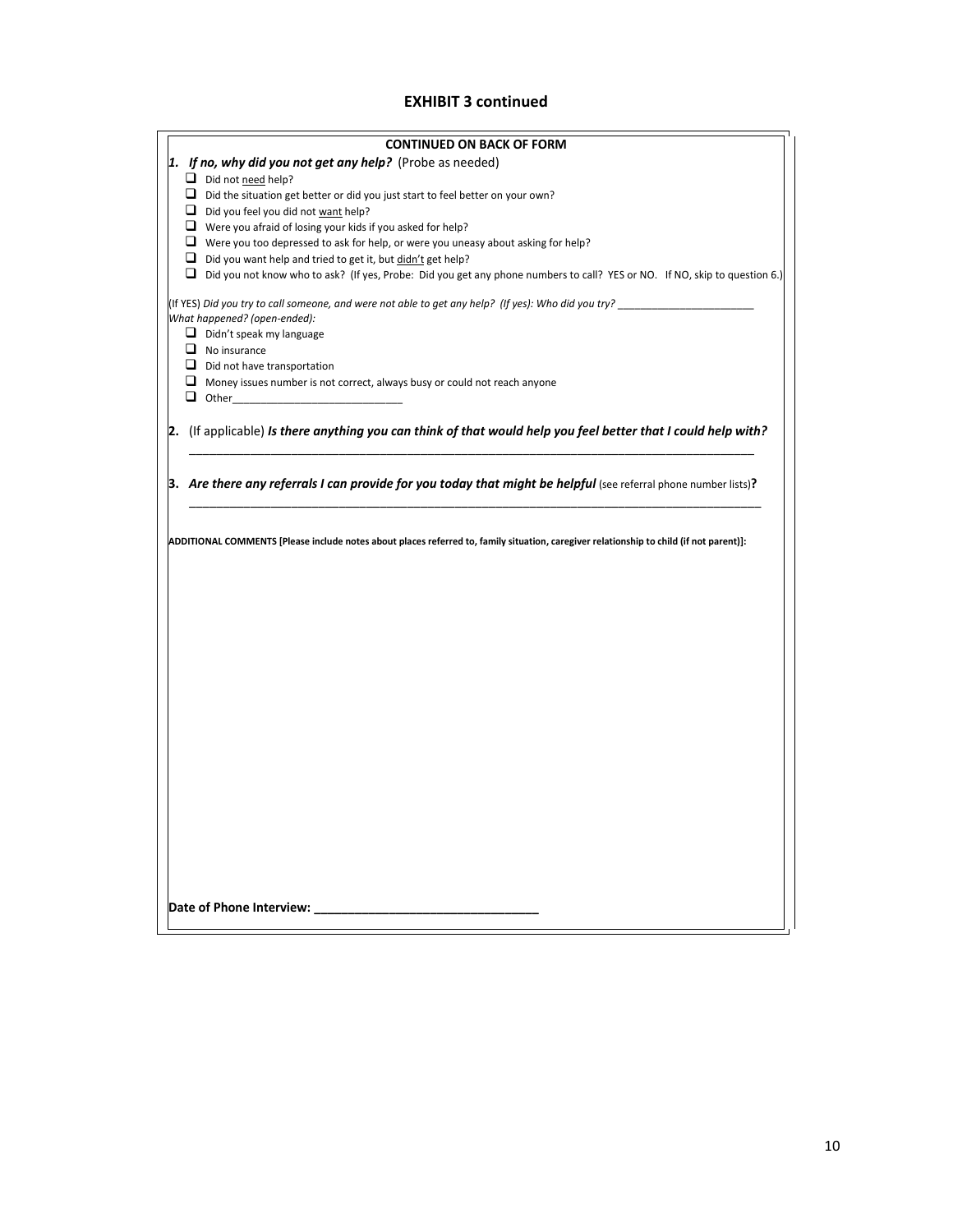## EXHIBIT 3 continued

**CONTINUED ON BACK OF FORM**

1. ***If no, why did you not get any help?*** (Probe as needed)
   - ☐ Did not <u>need</u> help?
   - ☐ Did the situation get better or did you just start to feel better on your own?
   - ☐ Did you feel you did not <u>want</u> help?
   - ☐ Were you afraid of losing your kids if you asked for help?
   - ☐ Were you too depressed to ask for help, or were you uneasy about asking for help?
   - ☐ Did you want help and tried to get it, but <u>didn't</u> get help?
   - ☐ Did you not know who to ask? (If yes, Probe: Did you get any phone numbers to call? YES or NO. If NO, skip to question 6.)

(If YES) *Did you try to call someone, and were not able to get any help? (If yes): Who did you try?* _______________________

*What happened? (open-ended):*

- ☐ Didn't speak my language
- ☐ No insurance
- ☐ Did not have transportation
- ☐ Money issues number is not correct, always busy or could not reach anyone
- ☐ Other_____________________________

2. (If applicable) ***Is there anything you can think of that would help you feel better that I could help with?***

   ___________________________________________________________________________________________

3. ***Are there any referrals I can provide for you today that might be helpful*** (see referral phone number lists)**?**

   ___________________________________________________________________________________________

**ADDITIONAL COMMENTS [Please include notes about places referred to, family situation, caregiver relationship to child (if not parent)]:**

**Date of Phone Interview: ________________________________**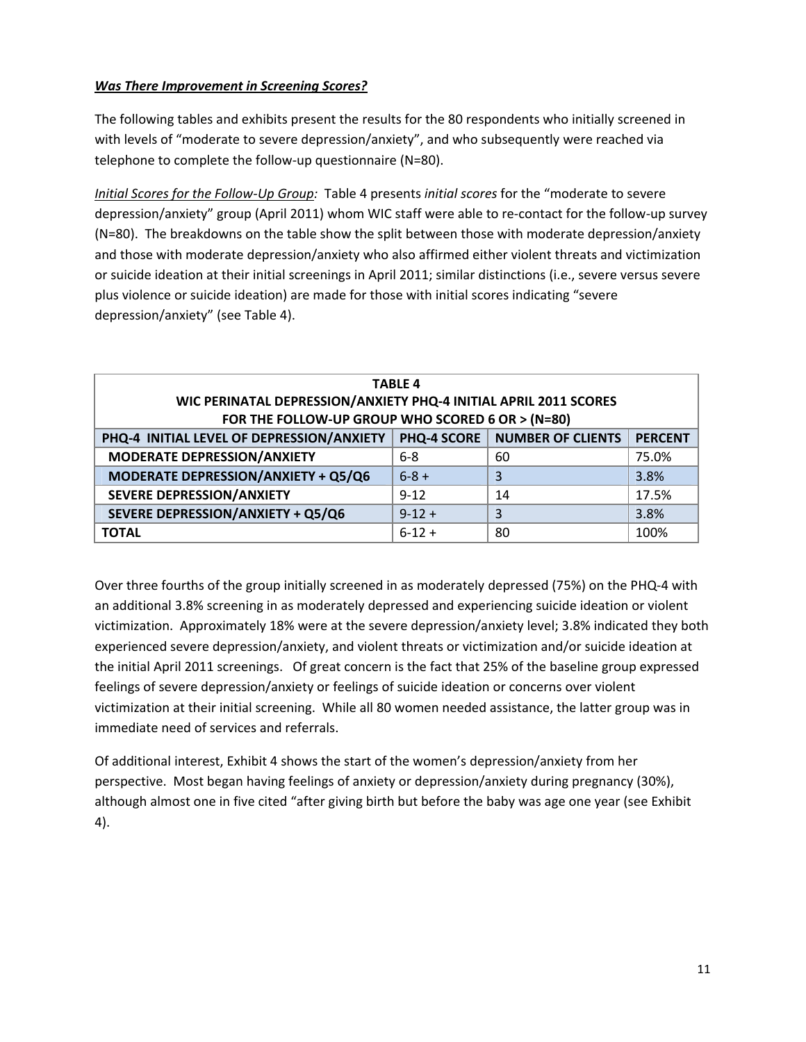***Was There Improvement in Screening Scores?***

The following tables and exhibits present the results for the 80 respondents who initially screened in with levels of "moderate to severe depression/anxiety", and who subsequently were reached via telephone to complete the follow-up questionnaire (N=80).

*Initial Scores for the Follow-Up Group:* Table 4 presents *initial scores* for the "moderate to severe depression/anxiety" group (April 2011) whom WIC staff were able to re-contact for the follow-up survey (N=80). The breakdowns on the table show the split between those with moderate depression/anxiety and those with moderate depression/anxiety who also affirmed either violent threats and victimization or suicide ideation at their initial screenings in April 2011; similar distinctions (i.e., severe versus severe plus violence or suicide ideation) are made for those with initial scores indicating "severe depression/anxiety" (see Table 4).

**TABLE 4**
**WIC PERINATAL DEPRESSION/ANXIETY PHQ-4 INITIAL APRIL 2011 SCORES FOR THE FOLLOW-UP GROUP WHO SCORED 6 OR > (N=80)**

| PHQ-4 INITIAL LEVEL OF DEPRESSION/ANXIETY | PHQ-4 SCORE | NUMBER OF CLIENTS | PERCENT |
|---|---|---|---|
| **MODERATE DEPRESSION/ANXIETY** | 6-8 | 60 | 75.0% |
| **MODERATE DEPRESSION/ANXIETY + Q5/Q6** | 6-8 + | 3 | 3.8% |
| **SEVERE DEPRESSION/ANXIETY** | 9-12 | 14 | 17.5% |
| **SEVERE DEPRESSION/ANXIETY + Q5/Q6** | 9-12 + | 3 | 3.8% |
| **TOTAL** | 6-12 + | 80 | 100% |

Over three fourths of the group initially screened in as moderately depressed (75%) on the PHQ-4 with an additional 3.8% screening in as moderately depressed and experiencing suicide ideation or violent victimization. Approximately 18% were at the severe depression/anxiety level; 3.8% indicated they both experienced severe depression/anxiety, and violent threats or victimization and/or suicide ideation at the initial April 2011 screenings. Of great concern is the fact that 25% of the baseline group expressed feelings of severe depression/anxiety or feelings of suicide ideation or concerns over violent victimization at their initial screening. While all 80 women needed assistance, the latter group was in immediate need of services and referrals.

Of additional interest, Exhibit 4 shows the start of the women's depression/anxiety from her perspective. Most began having feelings of anxiety or depression/anxiety during pregnancy (30%), although almost one in five cited "after giving birth but before the baby was age one year (see Exhibit 4).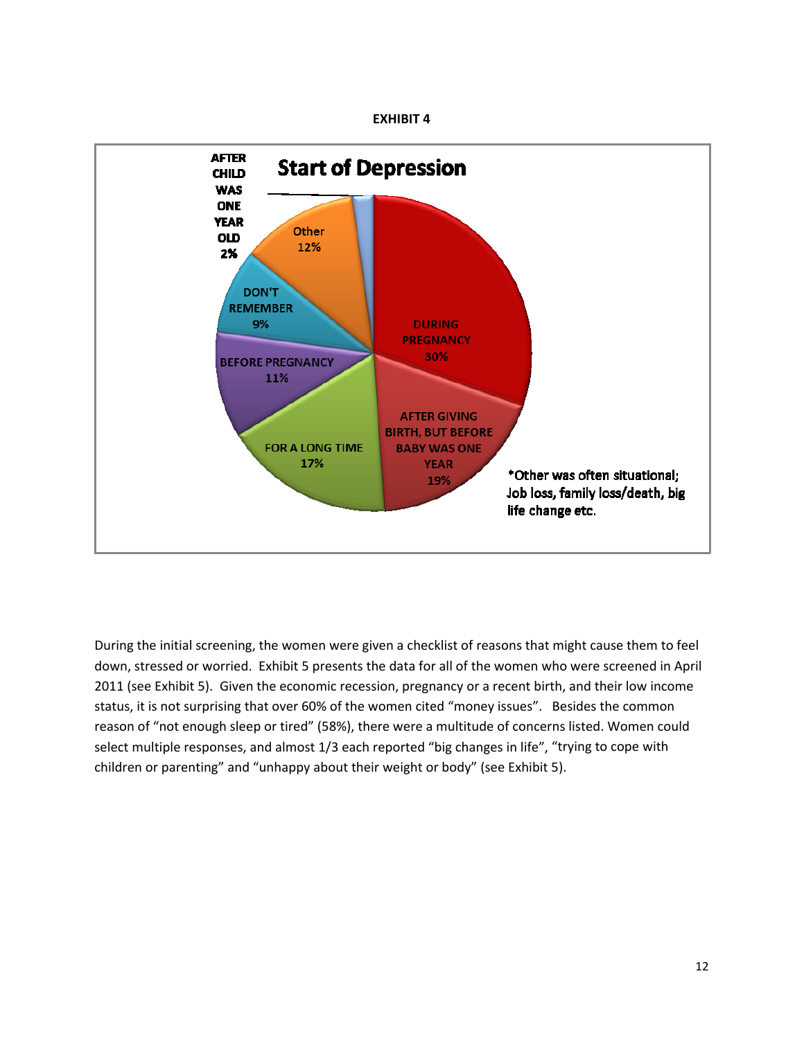**EXHIBIT 4**

**Start of Depression**

- DURING PREGNANCY 30%
- AFTER GIVING BIRTH, BUT BEFORE BABY WAS ONE YEAR 19%
- FOR A LONG TIME 17%
- BEFORE PREGNANCY 11%
- DON'T REMEMBER 9%
- Other 12%
- AFTER CHILD WAS ONE YEAR OLD 2%

*Other was often situational; Job loss, family loss/death, big life change etc.

During the initial screening, the women were given a checklist of reasons that might cause them to feel down, stressed or worried. Exhibit 5 presents the data for all of the women who were screened in April 2011 (see Exhibit 5). Given the economic recession, pregnancy or a recent birth, and their low income status, it is not surprising that over 60% of the women cited "money issues". Besides the common reason of "not enough sleep or tired" (58%), there were a multitude of concerns listed. Women could select multiple responses, and almost 1/3 each reported "big changes in life", "trying to cope with children or parenting" and "unhappy about their weight or body" (see Exhibit 5).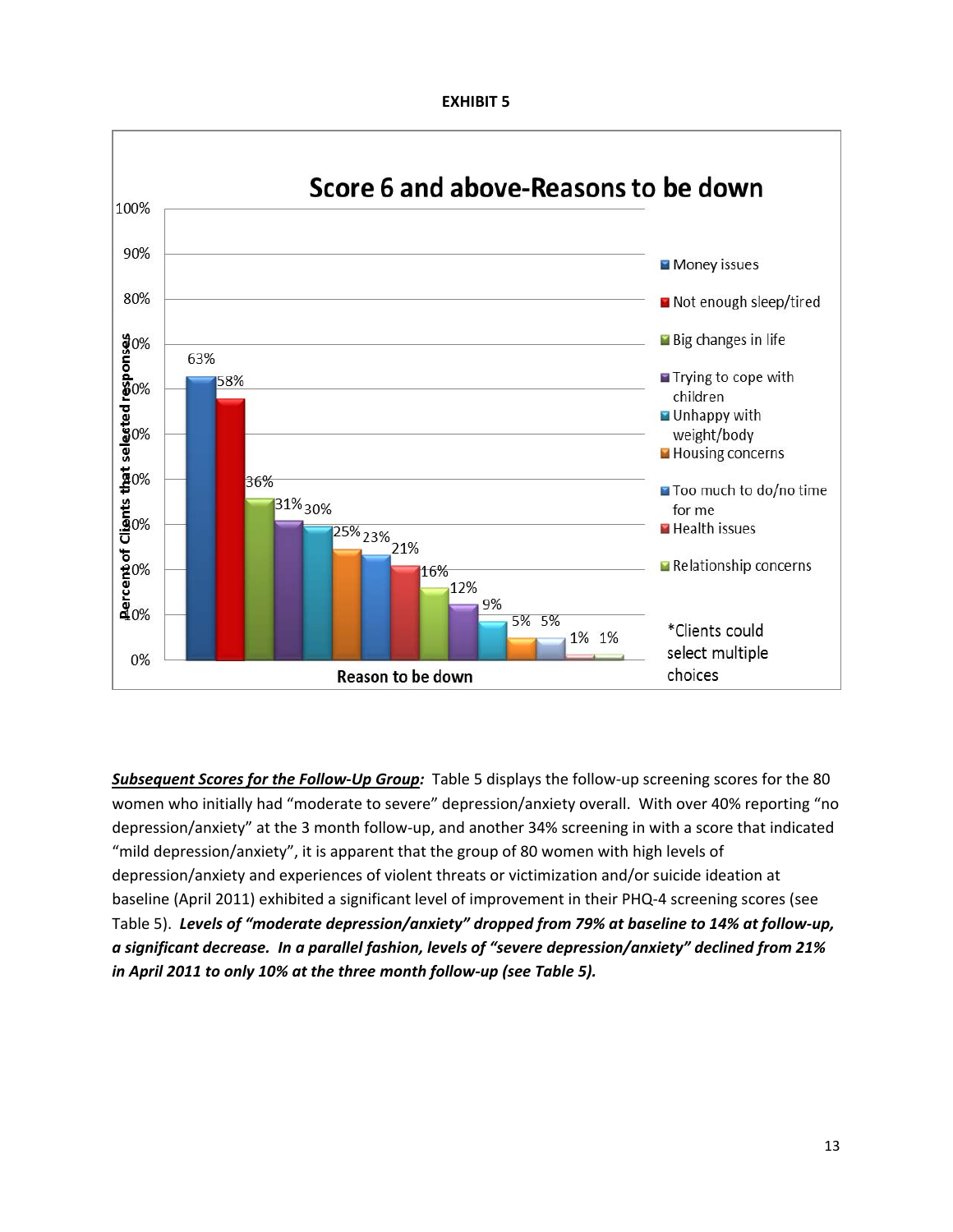**EXHIBIT 5**

**Score 6 and above-Reasons to be down**

| Reason to be down | Percent of Clients that selected responses |
|---|---|
| Money issues | 63% |
| Not enough sleep/tired | 58% |
| Big changes in life | 36% |
| Trying to cope with children | 31% |
| Unhappy with weight/body | 30% |
| Housing concerns | 25% |
| Too much to do/no time for me | 23% |
| Health issues | 21% |
| Relationship concerns | 16% |
| | 12% |
| | 9% |
| | 5% |
| | 5% |
| | 1% |
| | 1% |

*Clients could select multiple choices

***Subsequent Scores for the Follow-Up Group:*** Table 5 displays the follow-up screening scores for the 80 women who initially had "moderate to severe" depression/anxiety overall. With over 40% reporting "no depression/anxiety" at the 3 month follow-up, and another 34% screening in with a score that indicated "mild depression/anxiety", it is apparent that the group of 80 women with high levels of depression/anxiety and experiences of violent threats or victimization and/or suicide ideation at baseline (April 2011) exhibited a significant level of improvement in their PHQ-4 screening scores (see Table 5). ***Levels of "moderate depression/anxiety" dropped from 79% at baseline to 14% at follow-up, a significant decrease. In a parallel fashion, levels of "severe depression/anxiety" declined from 21% in April 2011 to only 10% at the three month follow-up (see Table 5).***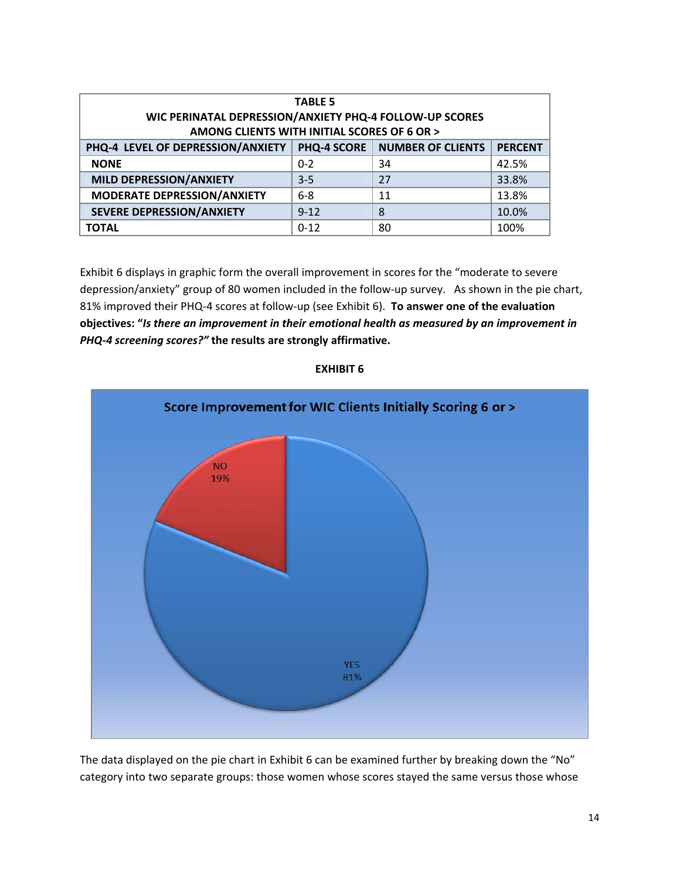| TABLE 5<br>WIC PERINATAL DEPRESSION/ANXIETY PHQ-4 FOLLOW-UP SCORES<br>AMONG CLIENTS WITH INITIAL SCORES OF 6 OR > | | | |
|---|---|---|---|
| **PHQ-4 LEVEL OF DEPRESSION/ANXIETY** | **PHQ-4 SCORE** | **NUMBER OF CLIENTS** | **PERCENT** |
| **NONE** | 0-2 | 34 | 42.5% |
| **MILD DEPRESSION/ANXIETY** | 3-5 | 27 | 33.8% |
| **MODERATE DEPRESSION/ANXIETY** | 6-8 | 11 | 13.8% |
| **SEVERE DEPRESSION/ANXIETY** | 9-12 | 8 | 10.0% |
| **TOTAL** | 0-12 | 80 | 100% |

Exhibit 6 displays in graphic form the overall improvement in scores for the "moderate to severe depression/anxiety" group of 80 women included in the follow-up survey. As shown in the pie chart, 81% improved their PHQ-4 scores at follow-up (see Exhibit 6). **To answer one of the evaluation objectives: "*Is there an improvement in their emotional health as measured by an improvement in PHQ-4 screening scores?"* the results are strongly affirmative.**

**EXHIBIT 6**

**Score Improvement for WIC Clients Initially Scoring 6 or >**

NO 19%

YES 81%

The data displayed on the pie chart in Exhibit 6 can be examined further by breaking down the "No" category into two separate groups: those women whose scores stayed the same versus those whose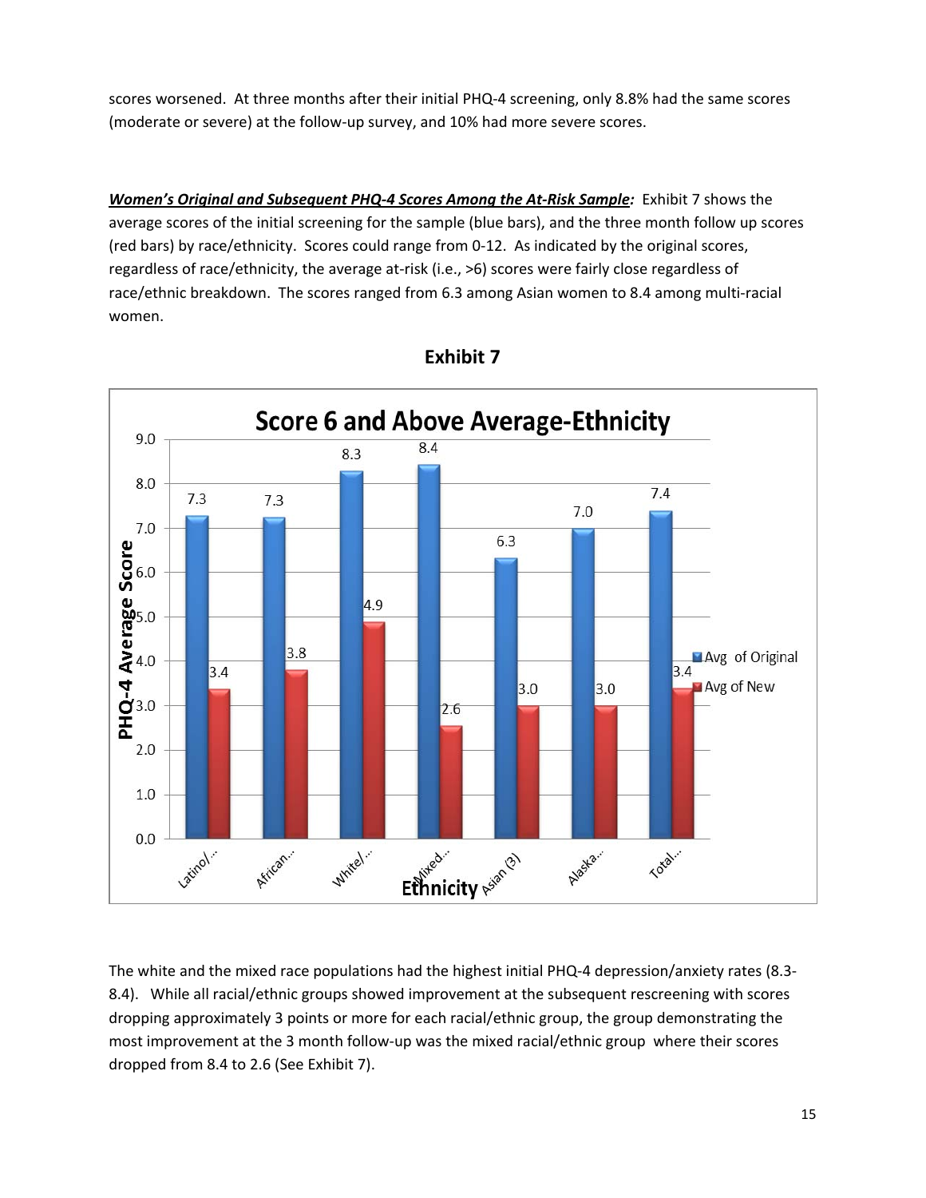scores worsened. At three months after their initial PHQ-4 screening, only 8.8% had the same scores (moderate or severe) at the follow-up survey, and 10% had more severe scores.

***Women's Original and Subsequent PHQ-4 Scores Among the At-Risk Sample:*** Exhibit 7 shows the average scores of the initial screening for the sample (blue bars), and the three month follow up scores (red bars) by race/ethnicity. Scores could range from 0-12. As indicated by the original scores, regardless of race/ethnicity, the average at-risk (i.e., >6) scores were fairly close regardless of race/ethnic breakdown. The scores ranged from 6.3 among Asian women to 8.4 among multi-racial women.

## Exhibit 7

**Score 6 and Above Average-Ethnicity**

| Ethnicity | Avg of Original | Avg of New |
|---|---|---|
| Latino/... | 7.3 | 3.4 |
| African... | 7.3 | 3.8 |
| White/... | 8.3 | 4.9 |
| Mixed... | 8.4 | 2.6 |
| Asian (3) | 6.3 | 3.0 |
| Alaska... | 7.0 | 3.0 |
| Total... | 7.4 | 3.4 |

The white and the mixed race populations had the highest initial PHQ-4 depression/anxiety rates (8.3-8.4). While all racial/ethnic groups showed improvement at the subsequent rescreening with scores dropping approximately 3 points or more for each racial/ethnic group, the group demonstrating the most improvement at the 3 month follow-up was the mixed racial/ethnic group where their scores dropped from 8.4 to 2.6 (See Exhibit 7).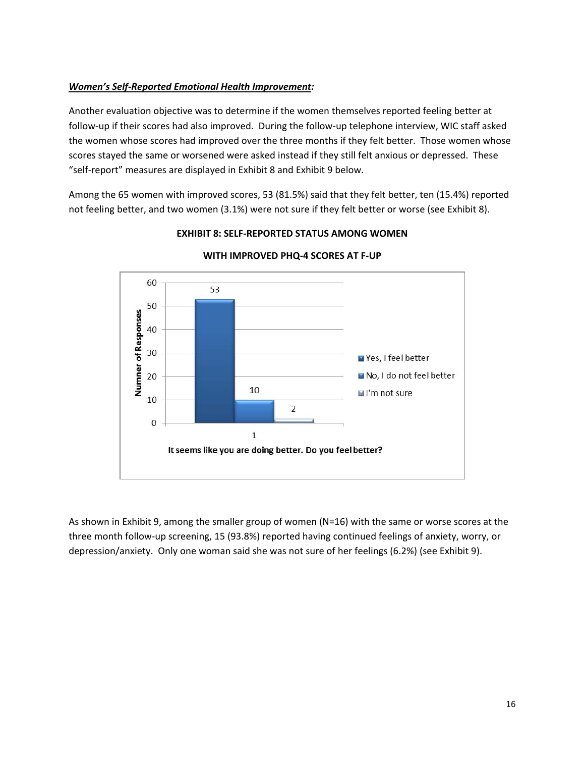***Women's Self-Reported Emotional Health Improvement:***

Another evaluation objective was to determine if the women themselves reported feeling better at follow-up if their scores had also improved. During the follow-up telephone interview, WIC staff asked the women whose scores had improved over the three months if they felt better. Those women whose scores stayed the same or worsened were asked instead if they still felt anxious or depressed. These "self-report" measures are displayed in Exhibit 8 and Exhibit 9 below.

Among the 65 women with improved scores, 53 (81.5%) said that they felt better, ten (15.4%) reported not feeling better, and two women (3.1%) were not sure if they felt better or worse (see Exhibit 8).

**EXHIBIT 8: SELF-REPORTED STATUS AMONG WOMEN**

**WITH IMPROVED PHQ-4 SCORES AT F-UP**

| It seems like you are doing better. Do you feel better? | Numner of Responses |
| --- | --- |
| Yes, I feel better | 53 |
| No, I do not feel better | 10 |
| I'm not sure | 2 |

As shown in Exhibit 9, among the smaller group of women (N=16) with the same or worse scores at the three month follow-up screening, 15 (93.8%) reported having continued feelings of anxiety, worry, or depression/anxiety. Only one woman said she was not sure of her feelings (6.2%) (see Exhibit 9).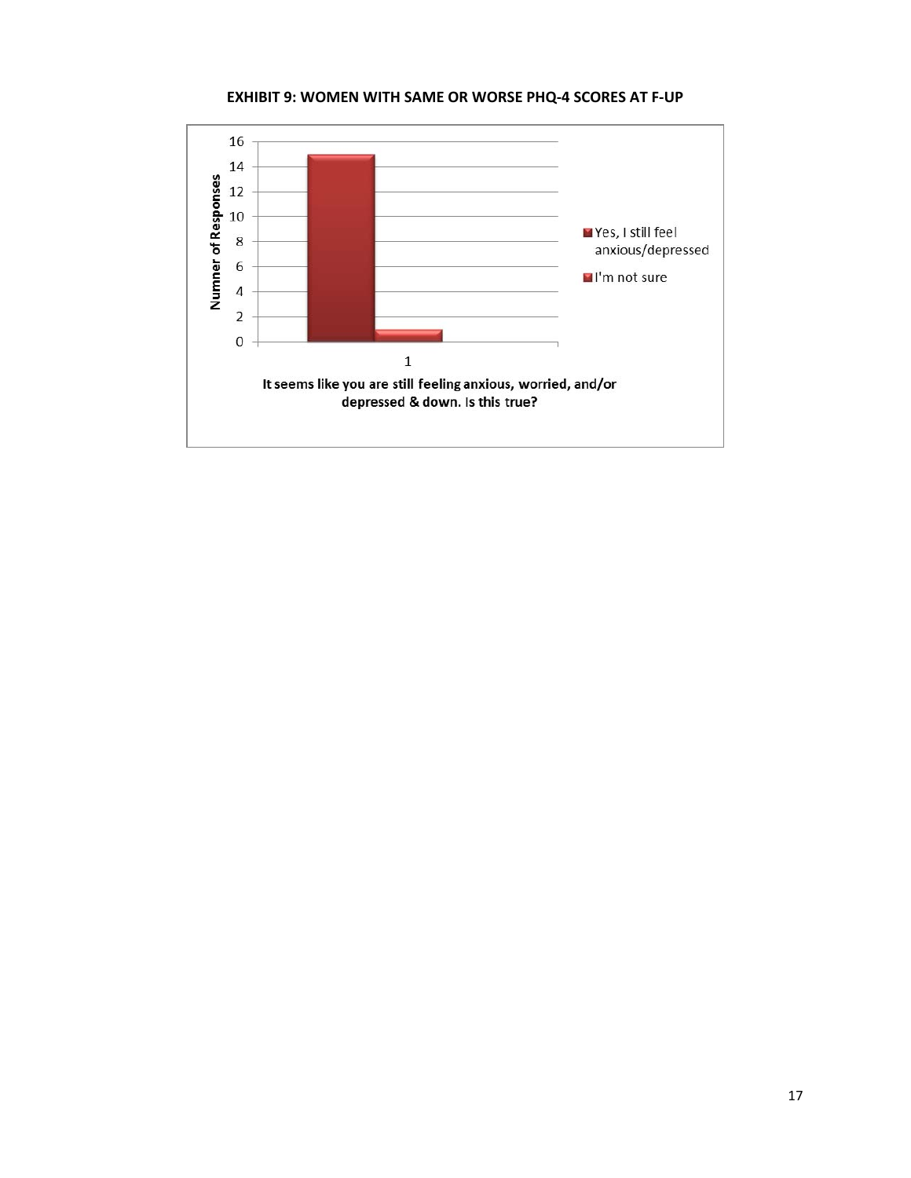**EXHIBIT 9: WOMEN WITH SAME OR WORSE PHQ-4 SCORES AT F-UP**

| It seems like you are still feeling anxious, worried, and/or depressed & down. Is this true? | Number of Responses |
|---|---|
| Yes, I still feel anxious/depressed | 15 |
| I'm not sure | 1 |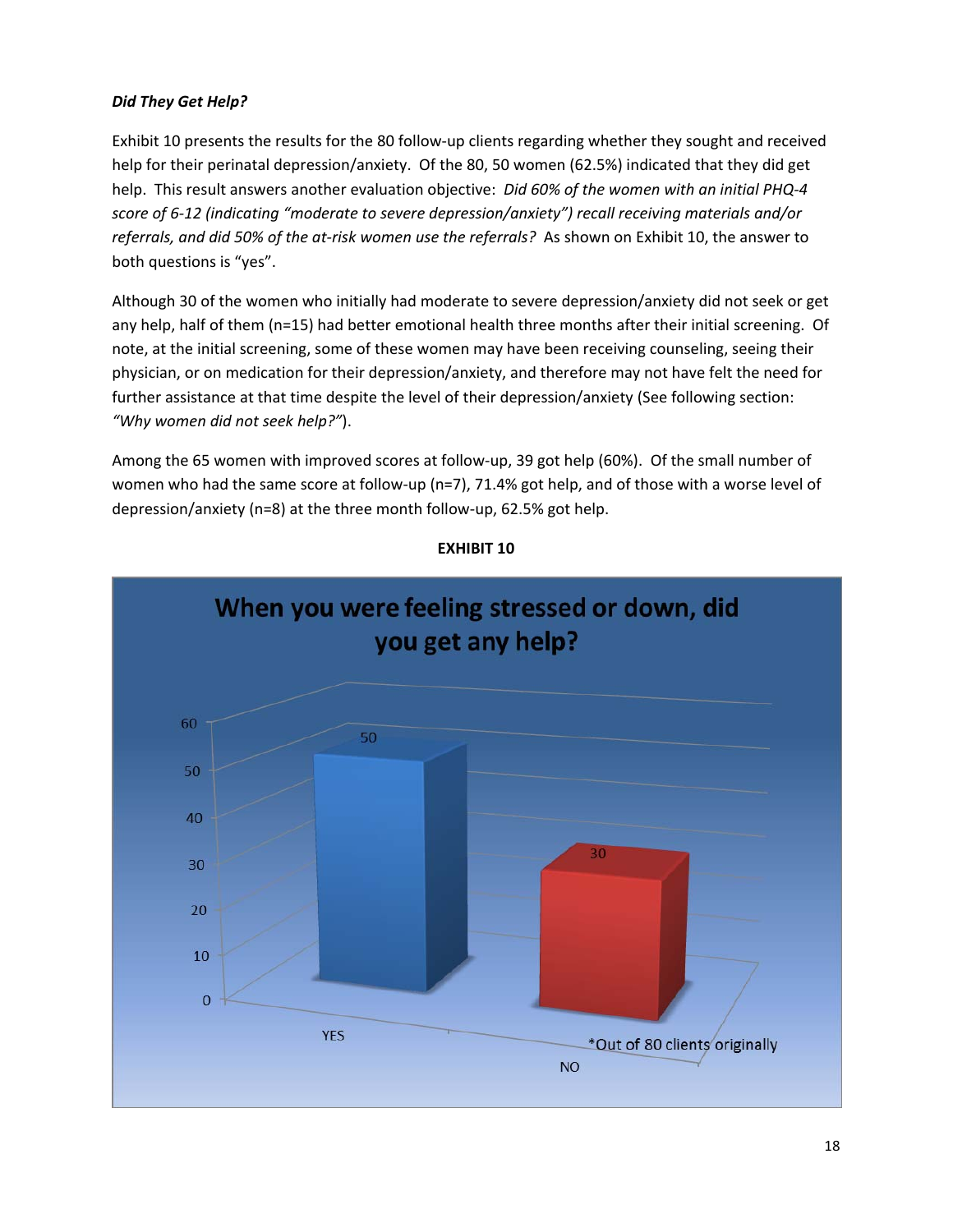***Did They Get Help?***

Exhibit 10 presents the results for the 80 follow-up clients regarding whether they sought and received help for their perinatal depression/anxiety. Of the 80, 50 women (62.5%) indicated that they did get help. This result answers another evaluation objective: *Did 60% of the women with an initial PHQ-4 score of 6-12 (indicating "moderate to severe depression/anxiety") recall receiving materials and/or referrals, and did 50% of the at-risk women use the referrals?* As shown on Exhibit 10, the answer to both questions is "yes".

Although 30 of the women who initially had moderate to severe depression/anxiety did not seek or get any help, half of them (n=15) had better emotional health three months after their initial screening. Of note, at the initial screening, some of these women may have been receiving counseling, seeing their physician, or on medication for their depression/anxiety, and therefore may not have felt the need for further assistance at that time despite the level of their depression/anxiety (See following section: *"Why women did not seek help?"*).

Among the 65 women with improved scores at follow-up, 39 got help (60%). Of the small number of women who had the same score at follow-up (n=7), 71.4% got help, and of those with a worse level of depression/anxiety (n=8) at the three month follow-up, 62.5% got help.

**EXHIBIT 10**

**When you were feeling stressed or down, did you get any help?**

| Response | Count |
|---|---|
| YES | 50 |
| NO | 30 |

*Out of 80 clients originally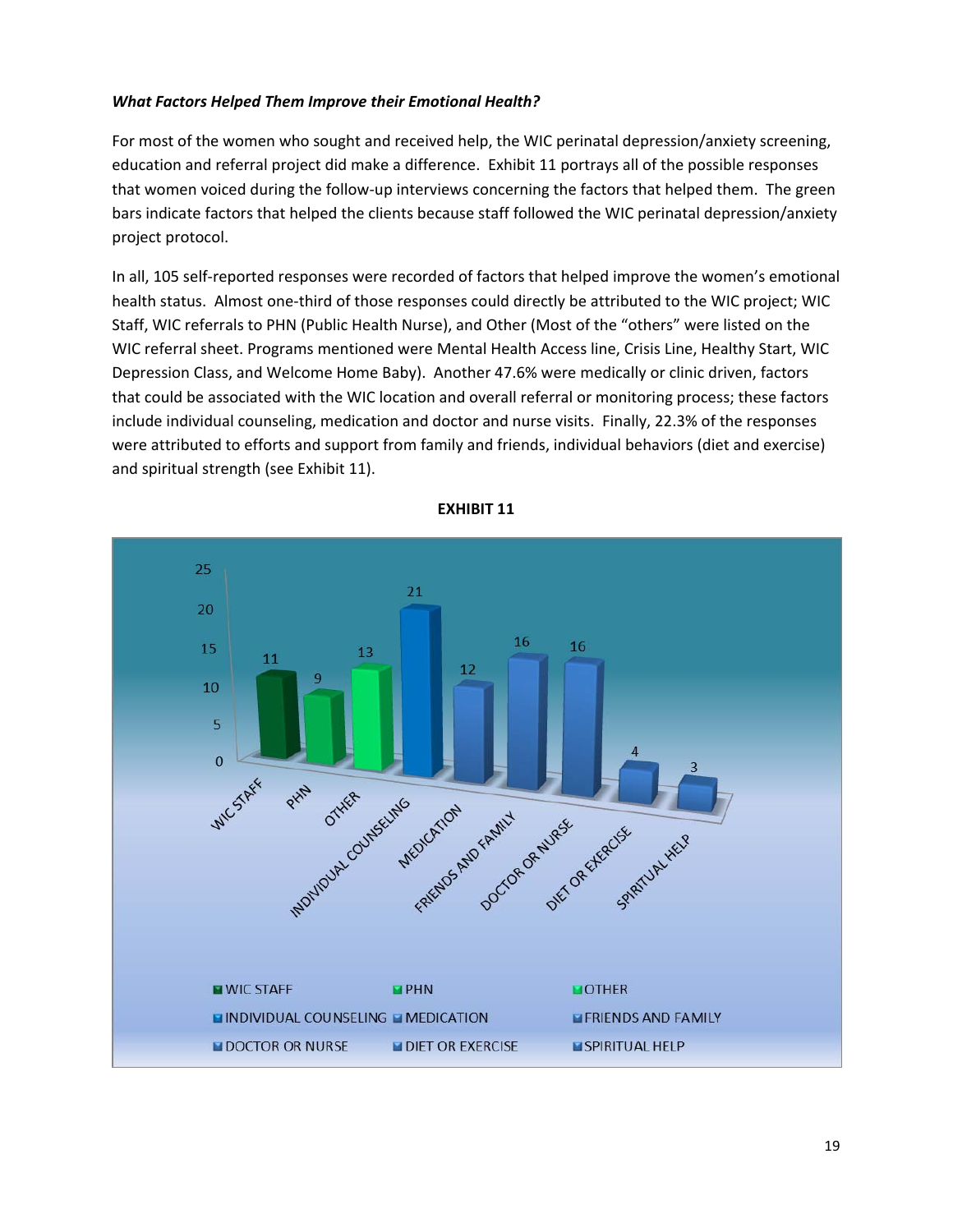***What Factors Helped Them Improve their Emotional Health?***

For most of the women who sought and received help, the WIC perinatal depression/anxiety screening, education and referral project did make a difference. Exhibit 11 portrays all of the possible responses that women voiced during the follow-up interviews concerning the factors that helped them. The green bars indicate factors that helped the clients because staff followed the WIC perinatal depression/anxiety project protocol.

In all, 105 self-reported responses were recorded of factors that helped improve the women's emotional health status. Almost one-third of those responses could directly be attributed to the WIC project; WIC Staff, WIC referrals to PHN (Public Health Nurse), and Other (Most of the "others" were listed on the WIC referral sheet. Programs mentioned were Mental Health Access line, Crisis Line, Healthy Start, WIC Depression Class, and Welcome Home Baby). Another 47.6% were medically or clinic driven, factors that could be associated with the WIC location and overall referral or monitoring process; these factors include individual counseling, medication and doctor and nurse visits. Finally, 22.3% of the responses were attributed to efforts and support from family and friends, individual behaviors (diet and exercise) and spiritual strength (see Exhibit 11).

**EXHIBIT 11**

| Factor | Responses |
|---|---|
| WIC STAFF | 11 |
| PHN | 9 |
| OTHER | 13 |
| INDIVIDUAL COUNSELING | 21 |
| MEDICATION | 12 |
| FRIENDS AND FAMILY | 16 |
| DOCTOR OR NURSE | 16 |
| DIET OR EXERCISE | 4 |
| SPIRITUAL HELP | 3 |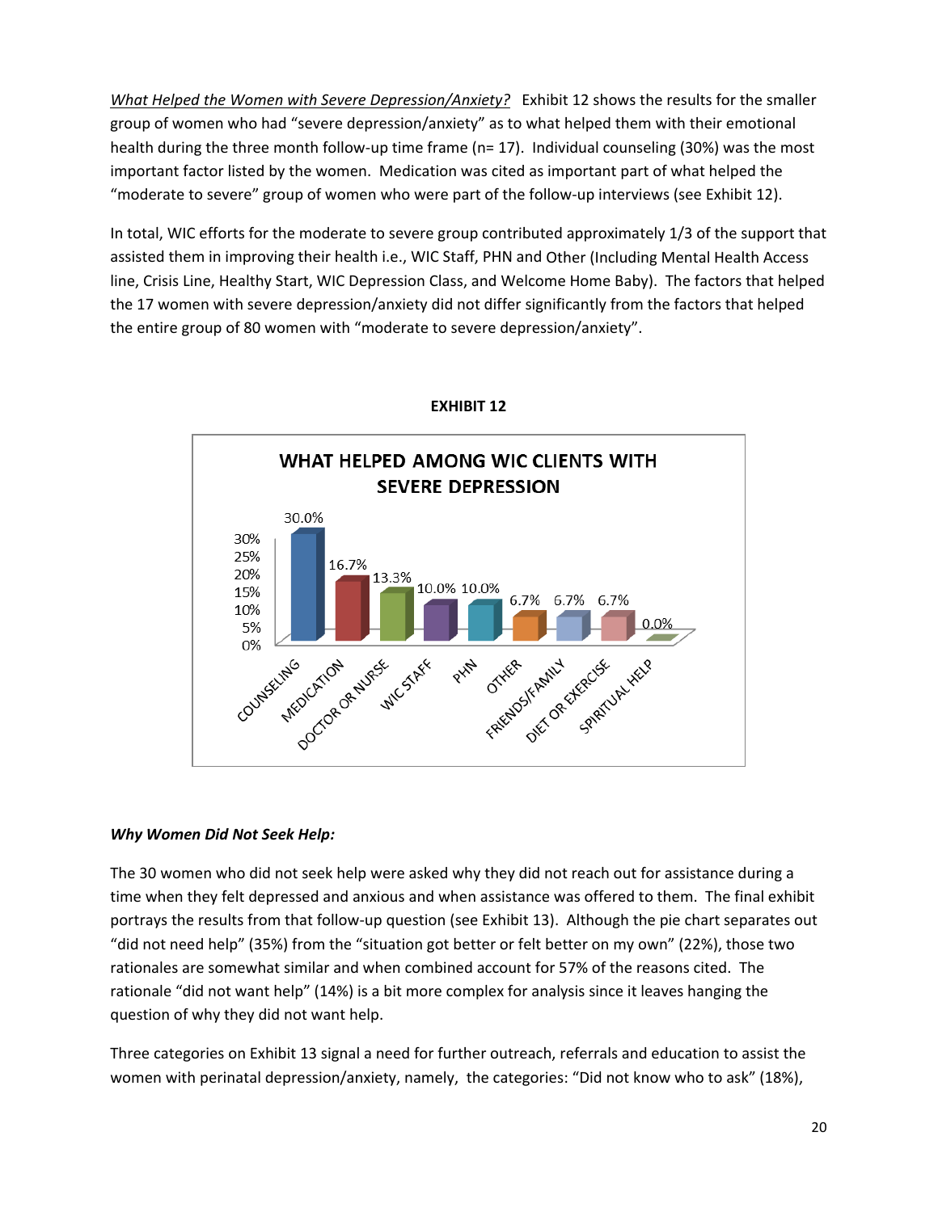*What Helped the Women with Severe Depression/Anxiety?* Exhibit 12 shows the results for the smaller group of women who had "severe depression/anxiety" as to what helped them with their emotional health during the three month follow-up time frame (n= 17). Individual counseling (30%) was the most important factor listed by the women. Medication was cited as important part of what helped the "moderate to severe" group of women who were part of the follow-up interviews (see Exhibit 12).

In total, WIC efforts for the moderate to severe group contributed approximately 1/3 of the support that assisted them in improving their health i.e., WIC Staff, PHN and Other (Including Mental Health Access line, Crisis Line, Healthy Start, WIC Depression Class, and Welcome Home Baby). The factors that helped the 17 women with severe depression/anxiety did not differ significantly from the factors that helped the entire group of 80 women with "moderate to severe depression/anxiety".

**EXHIBIT 12**

WHAT HELPED AMONG WIC CLIENTS WITH SEVERE DEPRESSION

| Factor | Percent |
|---|---|
| COUNSELING | 30.0% |
| MEDICATION | 16.7% |
| DOCTOR OR NURSE | 13.3% |
| WIC STAFF | 10.0% |
| PHN | 10.0% |
| OTHER | 6.7% |
| FRIENDS/FAMILY | 6.7% |
| DIET OR EXERCISE | 6.7% |
| SPIRITUAL HELP | 0.0% |

***Why Women Did Not Seek Help:***

The 30 women who did not seek help were asked why they did not reach out for assistance during a time when they felt depressed and anxious and when assistance was offered to them. The final exhibit portrays the results from that follow-up question (see Exhibit 13). Although the pie chart separates out "did not need help" (35%) from the "situation got better or felt better on my own" (22%), those two rationales are somewhat similar and when combined account for 57% of the reasons cited. The rationale "did not want help" (14%) is a bit more complex for analysis since it leaves hanging the question of why they did not want help.

Three categories on Exhibit 13 signal a need for further outreach, referrals and education to assist the women with perinatal depression/anxiety, namely, the categories: "Did not know who to ask" (18%),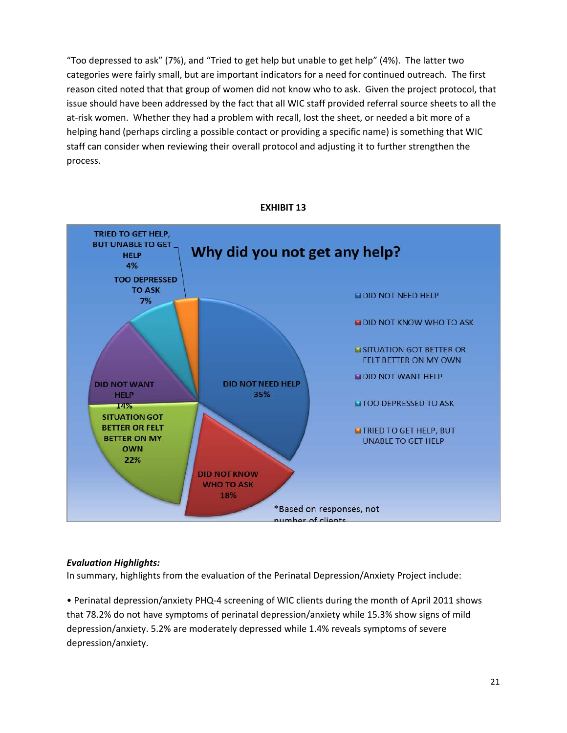"Too depressed to ask" (7%), and "Tried to get help but unable to get help" (4%). The latter two categories were fairly small, but are important indicators for a need for continued outreach. The first reason cited noted that that group of women did not know who to ask. Given the project protocol, that issue should have been addressed by the fact that all WIC staff provided referral source sheets to all the at-risk women. Whether they had a problem with recall, lost the sheet, or needed a bit more of a helping hand (perhaps circling a possible contact or providing a specific name) is something that WIC staff can consider when reviewing their overall protocol and adjusting it to further strengthen the process.

**EXHIBIT 13**

**Why did you not get any help?**

| Reason | Percent |
|---|---|
| DID NOT NEED HELP | 35% |
| DID NOT KNOW WHO TO ASK | 18% |
| SITUATION GOT BETTER OR FELT BETTER ON MY OWN | 22% |
| DID NOT WANT HELP | 14% |
| TOO DEPRESSED TO ASK | 7% |
| TRIED TO GET HELP, BUT UNABLE TO GET HELP | 4% |

*Based on responses, not number of clients

***Evaluation Highlights:***

In summary, highlights from the evaluation of the Perinatal Depression/Anxiety Project include:

• Perinatal depression/anxiety PHQ-4 screening of WIC clients during the month of April 2011 shows that 78.2% do not have symptoms of perinatal depression/anxiety while 15.3% show signs of mild depression/anxiety. 5.2% are moderately depressed while 1.4% reveals symptoms of severe depression/anxiety.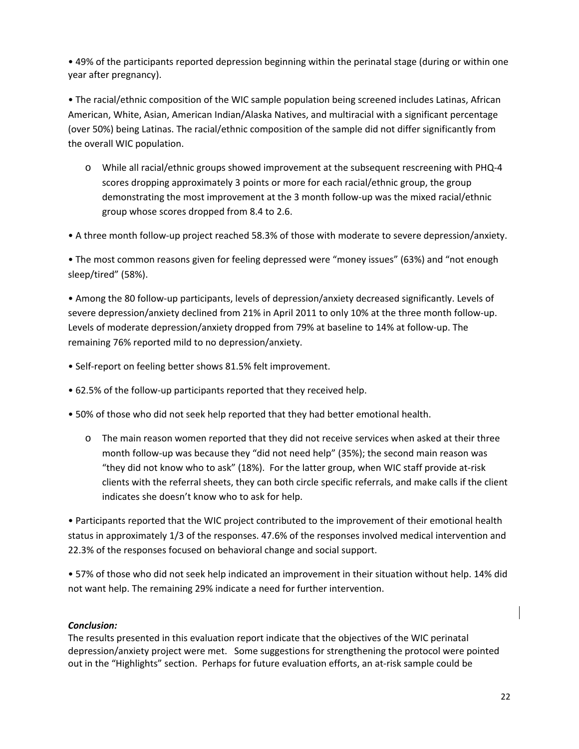- 49% of the participants reported depression beginning within the perinatal stage (during or within one year after pregnancy).

- The racial/ethnic composition of the WIC sample population being screened includes Latinas, African American, White, Asian, American Indian/Alaska Natives, and multiracial with a significant percentage (over 50%) being Latinas. The racial/ethnic composition of the sample did not differ significantly from the overall WIC population.

    - While all racial/ethnic groups showed improvement at the subsequent rescreening with PHQ-4 scores dropping approximately 3 points or more for each racial/ethnic group, the group demonstrating the most improvement at the 3 month follow-up was the mixed racial/ethnic group whose scores dropped from 8.4 to 2.6.

- A three month follow-up project reached 58.3% of those with moderate to severe depression/anxiety.

- The most common reasons given for feeling depressed were "money issues" (63%) and "not enough sleep/tired" (58%).

- Among the 80 follow-up participants, levels of depression/anxiety decreased significantly. Levels of severe depression/anxiety declined from 21% in April 2011 to only 10% at the three month follow-up. Levels of moderate depression/anxiety dropped from 79% at baseline to 14% at follow-up. The remaining 76% reported mild to no depression/anxiety.

- Self-report on feeling better shows 81.5% felt improvement.

- 62.5% of the follow-up participants reported that they received help.

- 50% of those who did not seek help reported that they had better emotional health.

    - The main reason women reported that they did not receive services when asked at their three month follow-up was because they "did not need help" (35%); the second main reason was "they did not know who to ask" (18%). For the latter group, when WIC staff provide at-risk clients with the referral sheets, they can both circle specific referrals, and make calls if the client indicates she doesn't know who to ask for help.

- Participants reported that the WIC project contributed to the improvement of their emotional health status in approximately 1/3 of the responses. 47.6% of the responses involved medical intervention and 22.3% of the responses focused on behavioral change and social support.

- 57% of those who did not seek help indicated an improvement in their situation without help. 14% did not want help. The remaining 29% indicate a need for further intervention.

***Conclusion:***

The results presented in this evaluation report indicate that the objectives of the WIC perinatal depression/anxiety project were met. Some suggestions for strengthening the protocol were pointed out in the "Highlights" section. Perhaps for future evaluation efforts, an at-risk sample could be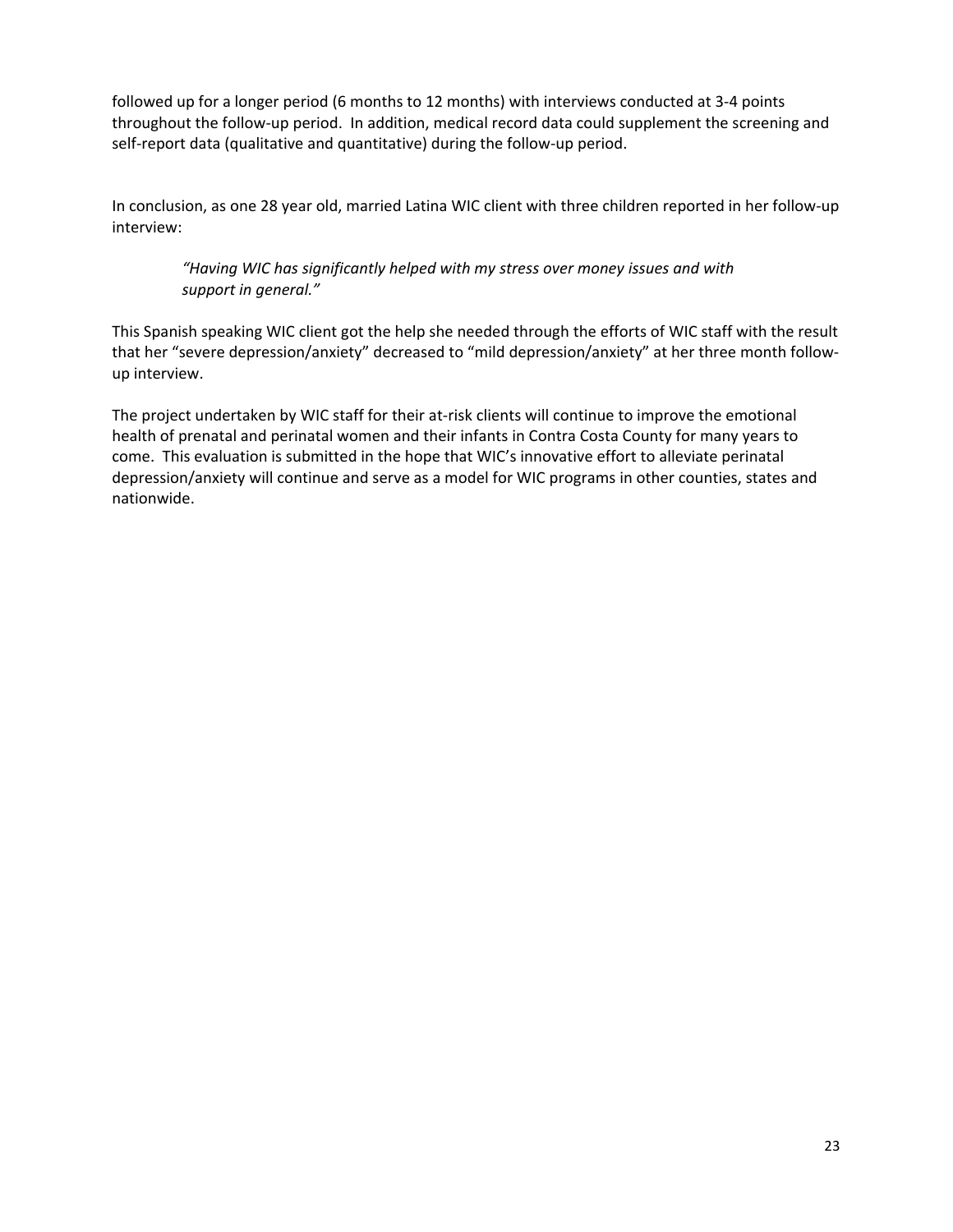followed up for a longer period (6 months to 12 months) with interviews conducted at 3-4 points throughout the follow-up period. In addition, medical record data could supplement the screening and self-report data (qualitative and quantitative) during the follow-up period.

In conclusion, as one 28 year old, married Latina WIC client with three children reported in her follow-up interview:

> *"Having WIC has significantly helped with my stress over money issues and with support in general."*

This Spanish speaking WIC client got the help she needed through the efforts of WIC staff with the result that her "severe depression/anxiety" decreased to "mild depression/anxiety" at her three month follow-up interview.

The project undertaken by WIC staff for their at-risk clients will continue to improve the emotional health of prenatal and perinatal women and their infants in Contra Costa County for many years to come. This evaluation is submitted in the hope that WIC's innovative effort to alleviate perinatal depression/anxiety will continue and serve as a model for WIC programs in other counties, states and nationwide.